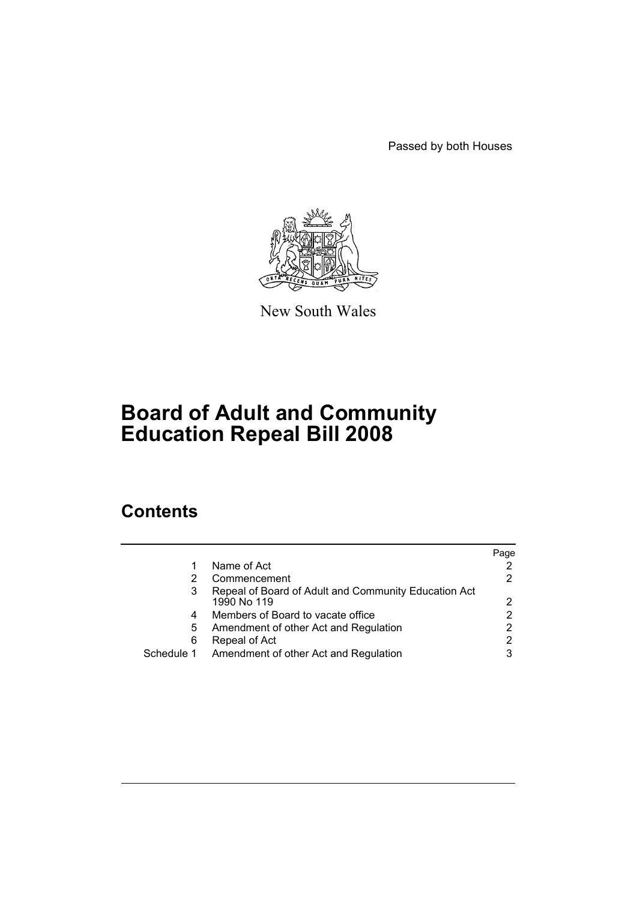Passed by both Houses

New South Wales

# Board of Adult and Community Education Repeal Bill 2008

## Contents

| | | Page |
|---|---|---|
| 1 | Name of Act | 2 |
| 2 | Commencement | 2 |
| 3 | Repeal of Board of Adult and Community Education Act 1990 No 119 | 2 |
| 4 | Members of Board to vacate office | 2 |
| 5 | Amendment of other Act and Regulation | 2 |
| 6 | Repeal of Act | 2 |
| Schedule 1 | Amendment of other Act and Regulation | 3 |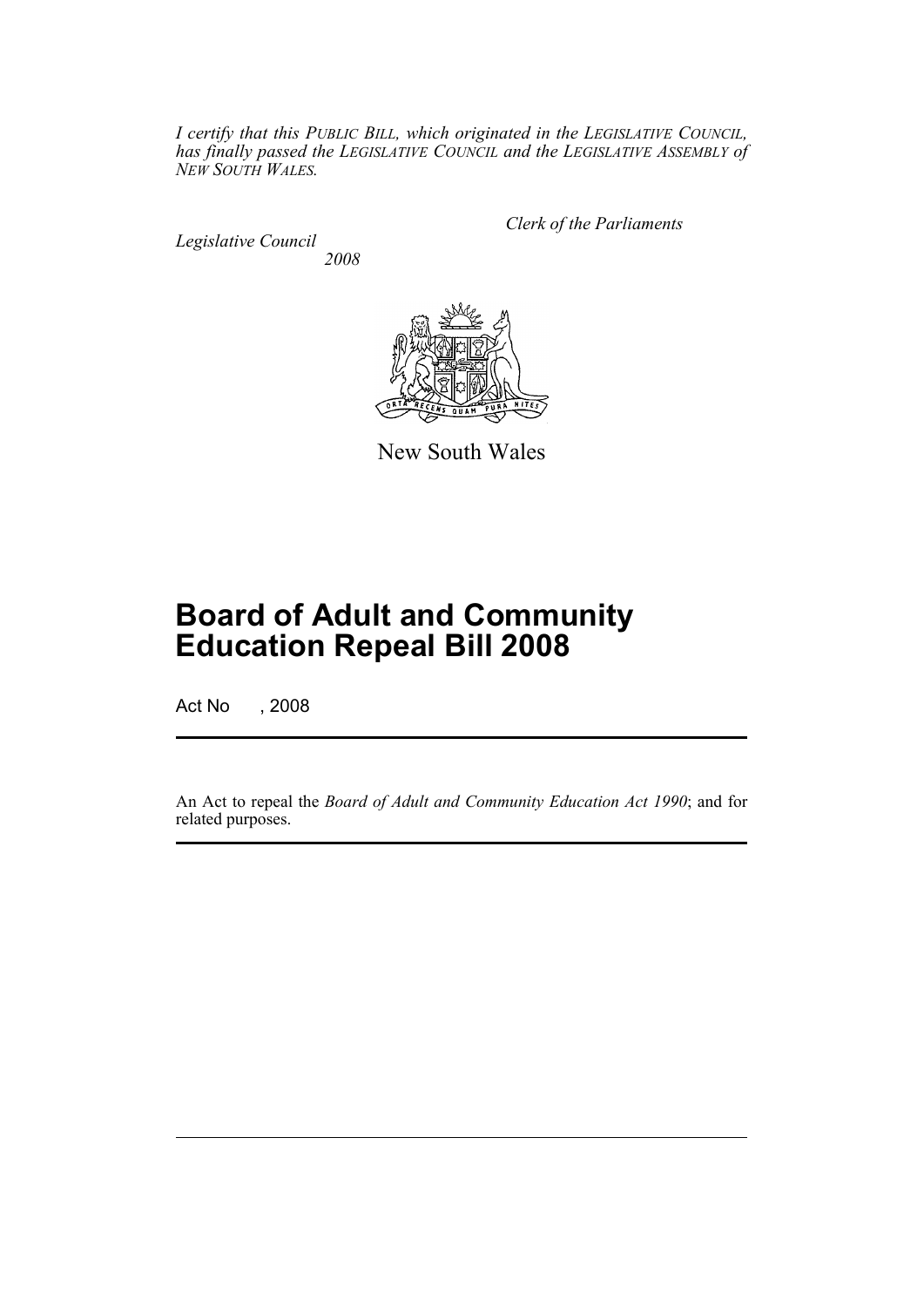*I certify that this PUBLIC BILL, which originated in the LEGISLATIVE COUNCIL, has finally passed the LEGISLATIVE COUNCIL and the LEGISLATIVE ASSEMBLY of NEW SOUTH WALES.*

*Clerk of the Parliaments*

*Legislative Council*

*2008*

New South Wales

# Board of Adult and Community Education Repeal Bill 2008

Act No , 2008

An Act to repeal the *Board of Adult and Community Education Act 1990*; and for related purposes.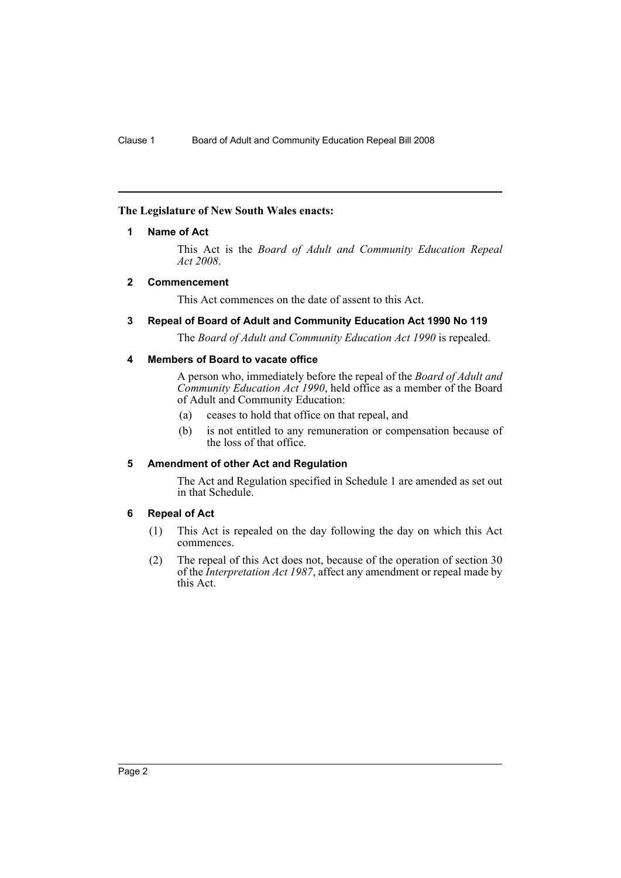**The Legislature of New South Wales enacts:**

## 1 Name of Act

This Act is the *Board of Adult and Community Education Repeal Act 2008*.

## 2 Commencement

This Act commences on the date of assent to this Act.

## 3 Repeal of Board of Adult and Community Education Act 1990 No 119

The *Board of Adult and Community Education Act 1990* is repealed.

## 4 Members of Board to vacate office

A person who, immediately before the repeal of the *Board of Adult and Community Education Act 1990*, held office as a member of the Board of Adult and Community Education:

- (a) ceases to hold that office on that repeal, and
- (b) is not entitled to any remuneration or compensation because of the loss of that office.

## 5 Amendment of other Act and Regulation

The Act and Regulation specified in Schedule 1 are amended as set out in that Schedule.

## 6 Repeal of Act

(1) This Act is repealed on the day following the day on which this Act commences.

(2) The repeal of this Act does not, because of the operation of section 30 of the *Interpretation Act 1987*, affect any amendment or repeal made by this Act.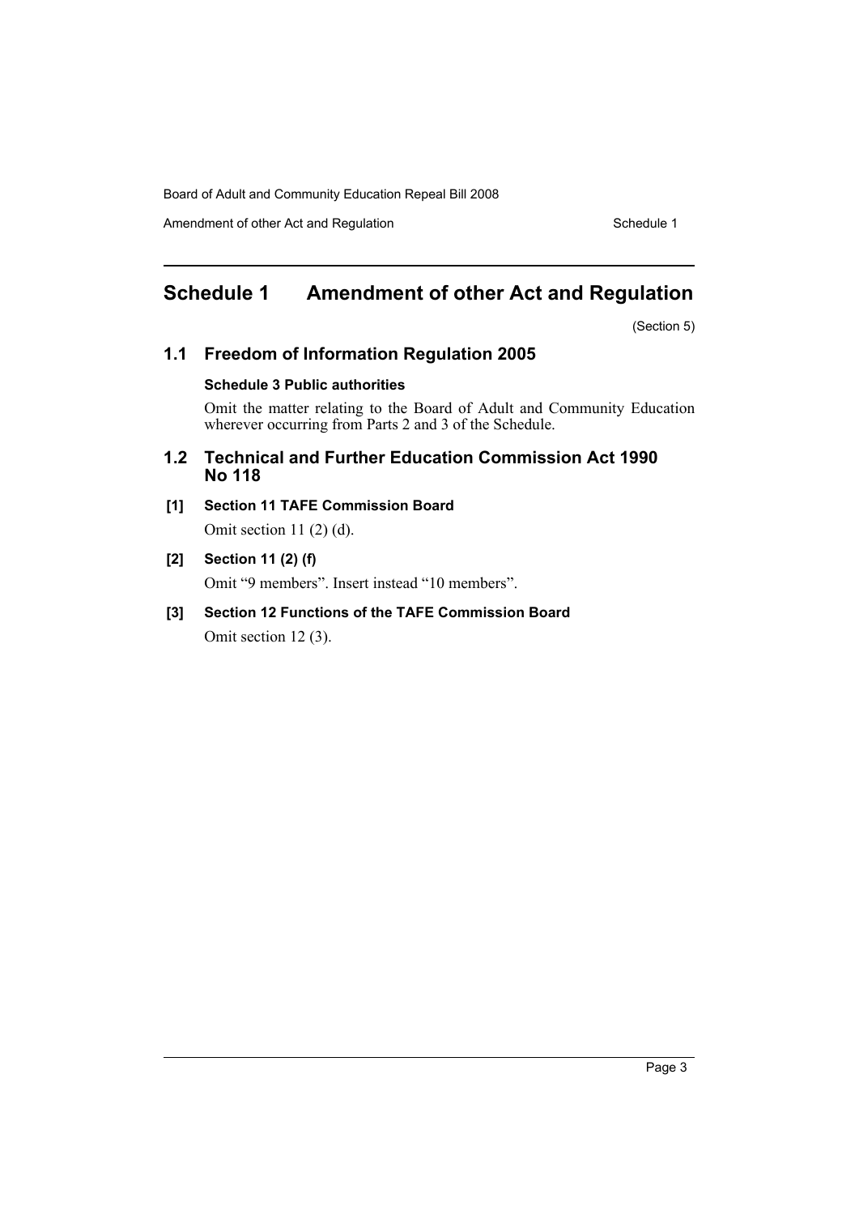# Schedule 1 Amendment of other Act and Regulation

(Section 5)

## 1.1 Freedom of Information Regulation 2005

**Schedule 3 Public authorities**

Omit the matter relating to the Board of Adult and Community Education wherever occurring from Parts 2 and 3 of the Schedule.

## 1.2 Technical and Further Education Commission Act 1990 No 118

**[1] Section 11 TAFE Commission Board**

Omit section 11 (2) (d).

**[2] Section 11 (2) (f)**

Omit "9 members". Insert instead "10 members".

**[3] Section 12 Functions of the TAFE Commission Board**

Omit section 12 (3).